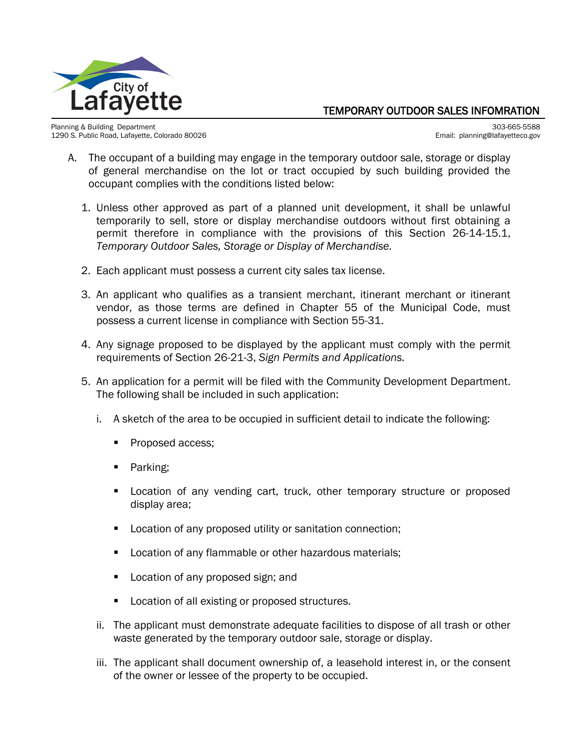# TEMPORARY OUTDOOR SALES INFOMRATION

Planning & Building Department
1290 S. Public Road, Lafayette, Colorado 80026

303-665-5588
Email: planning@lafayetteco.gov

A. The occupant of a building may engage in the temporary outdoor sale, storage or display of general merchandise on the lot or tract occupied by such building provided the occupant complies with the conditions listed below:

1. Unless other approved as part of a planned unit development, it shall be unlawful temporarily to sell, store or display merchandise outdoors without first obtaining a permit therefore in compliance with the provisions of this Section 26-14-15.1, *Temporary Outdoor Sales, Storage or Display of Merchandise.*

2. Each applicant must possess a current city sales tax license.

3. An applicant who qualifies as a transient merchant, itinerant merchant or itinerant vendor, as those terms are defined in Chapter 55 of the Municipal Code, must possess a current license in compliance with Section 55-31.

4. Any signage proposed to be displayed by the applicant must comply with the permit requirements of Section 26-21-3, *Sign Permits and Applications.*

5. An application for a permit will be filed with the Community Development Department. The following shall be included in such application:

   i. A sketch of the area to be occupied in sufficient detail to indicate the following:

      - Proposed access;
      - Parking;
      - Location of any vending cart, truck, other temporary structure or proposed display area;
      - Location of any proposed utility or sanitation connection;
      - Location of any flammable or other hazardous materials;
      - Location of any proposed sign; and
      - Location of all existing or proposed structures.

   ii. The applicant must demonstrate adequate facilities to dispose of all trash or other waste generated by the temporary outdoor sale, storage or display.

   iii. The applicant shall document ownership of, a leasehold interest in, or the consent of the owner or lessee of the property to be occupied.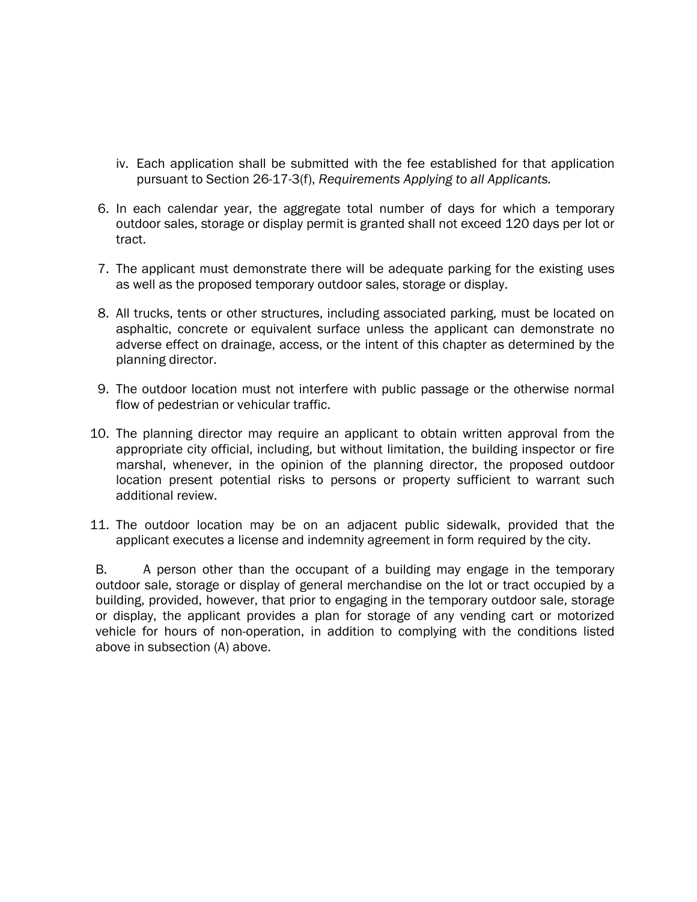iv. Each application shall be submitted with the fee established for that application pursuant to Section 26-17-3(f), *Requirements Applying to all Applicants.*

6. In each calendar year, the aggregate total number of days for which a temporary outdoor sales, storage or display permit is granted shall not exceed 120 days per lot or tract.

7. The applicant must demonstrate there will be adequate parking for the existing uses as well as the proposed temporary outdoor sales, storage or display.

8. All trucks, tents or other structures, including associated parking, must be located on asphaltic, concrete or equivalent surface unless the applicant can demonstrate no adverse effect on drainage, access, or the intent of this chapter as determined by the planning director.

9. The outdoor location must not interfere with public passage or the otherwise normal flow of pedestrian or vehicular traffic.

10. The planning director may require an applicant to obtain written approval from the appropriate city official, including, but without limitation, the building inspector or fire marshal, whenever, in the opinion of the planning director, the proposed outdoor location present potential risks to persons or property sufficient to warrant such additional review.

11. The outdoor location may be on an adjacent public sidewalk, provided that the applicant executes a license and indemnity agreement in form required by the city.

B. A person other than the occupant of a building may engage in the temporary outdoor sale, storage or display of general merchandise on the lot or tract occupied by a building, provided, however, that prior to engaging in the temporary outdoor sale, storage or display, the applicant provides a plan for storage of any vending cart or motorized vehicle for hours of non-operation, in addition to complying with the conditions listed above in subsection (A) above.